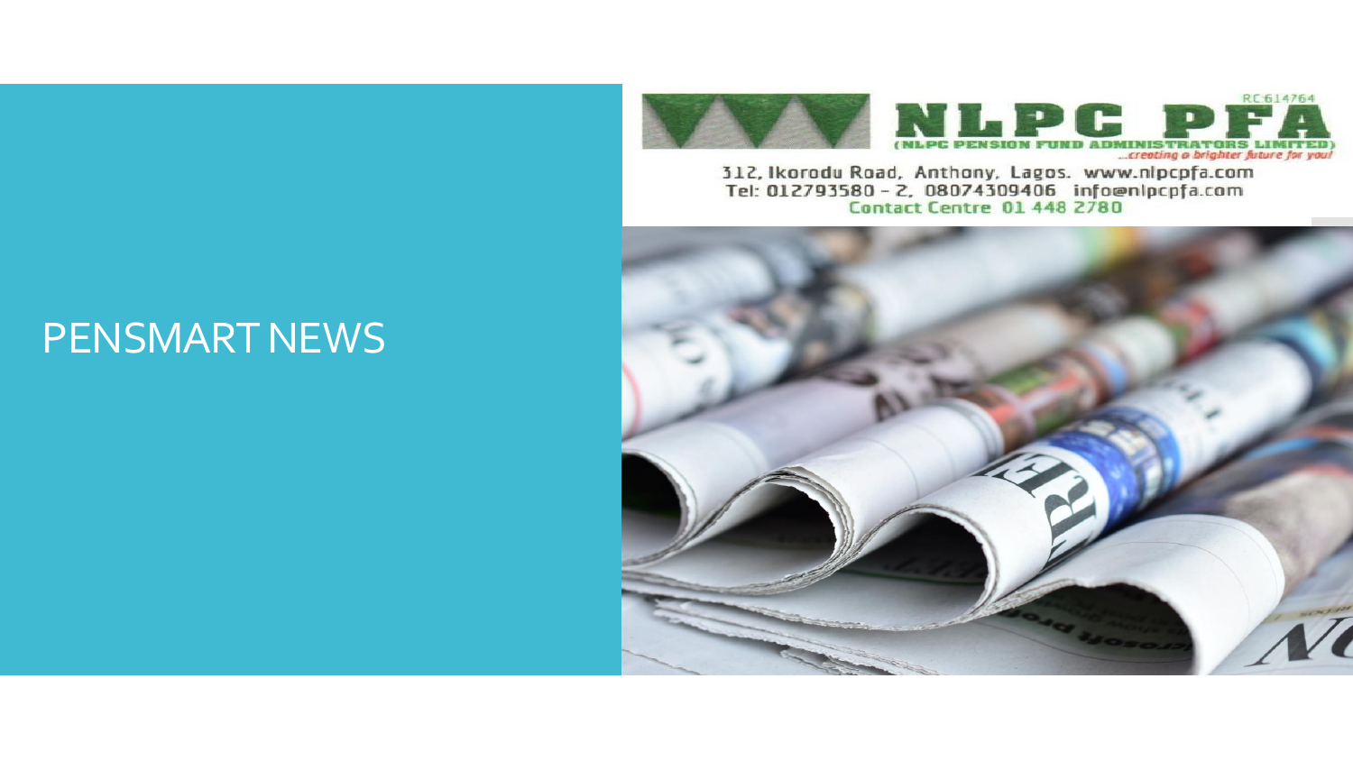# PENSMART NEWS

**NLPC PFA**

(NLPC PENSION FUND ADMINISTRATORS LIMITED)

*...creating a brighter future for you!*

RC:614764

312, Ikorodu Road, Anthony, Lagos. www.nlpcpfa.com

Tel: 012793580 - 2, 08074309406 info@nlpcpfa.com

Contact Centre 01 448 2780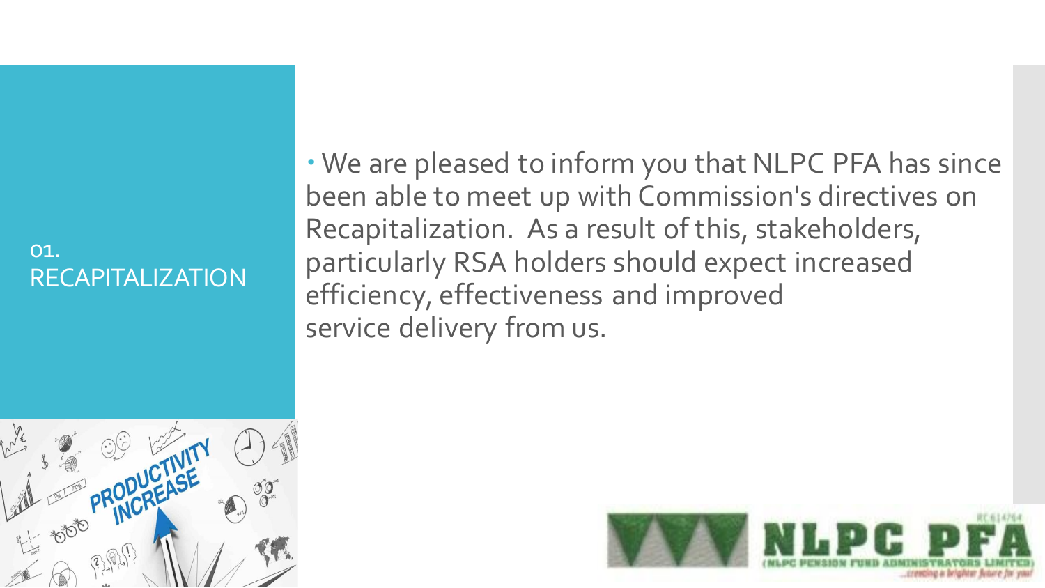## 01. RECAPITALIZATION

- We are pleased to inform you that NLPC PFA has since been able to meet up with Commission's directives on Recapitalization. As a result of this, stakeholders, particularly RSA holders should expect increased efficiency, effectiveness and improved service delivery from us.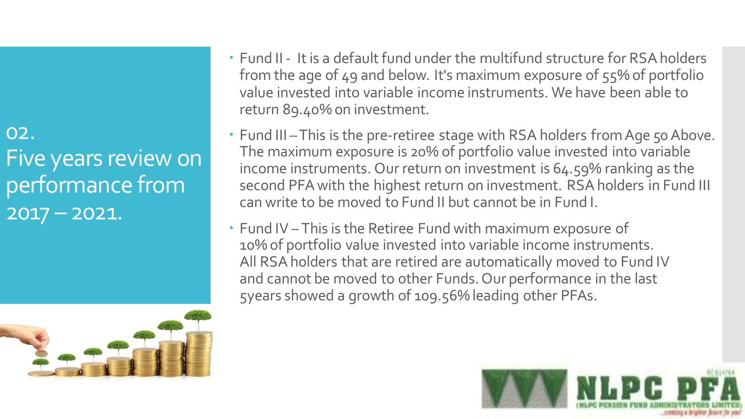## 02. Five years review on performance from 2017 – 2021.

- Fund II - It is a default fund under the multifund structure for RSA holders from the age of 49 and below. It's maximum exposure of 55% of portfolio value invested into variable income instruments. We have been able to return 89.40% on investment.
- Fund III – This is the pre-retiree stage with RSA holders from Age 50 Above. The maximum exposure is 20% of portfolio value invested into variable income instruments. Our return on investment is 64.59% ranking as the second PFA with the highest return on investment. RSA holders in Fund III can write to be moved to Fund II but cannot be in Fund I.
- Fund IV – This is the Retiree Fund with maximum exposure of 10% of portfolio value invested into variable income instruments. All RSA holders that are retired are automatically moved to Fund IV and cannot be moved to other Funds. Our performance in the last 5years showed a growth of 109.56% leading other PFAs.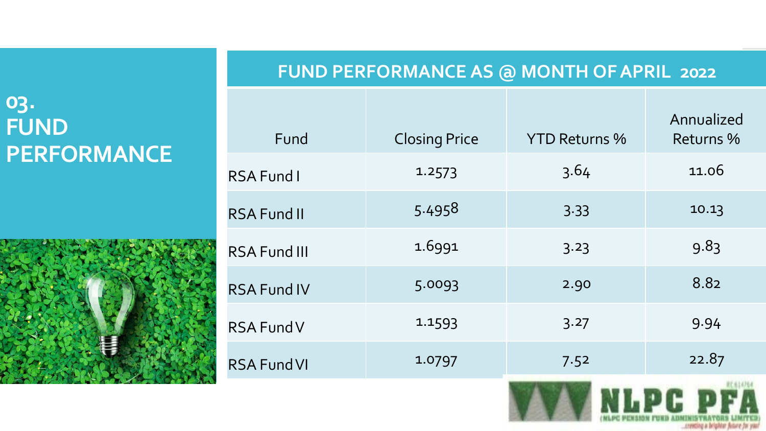# 03. FUND PERFORMANCE

## FUND PERFORMANCE AS @ MONTH OF APRIL 2022

| Fund | Closing Price | YTD Returns % | Annualized Returns % |
| --- | --- | --- | --- |
| RSA Fund I | 1.2573 | 3.64 | 11.06 |
| RSA Fund II | 5.4958 | 3.33 | 10.13 |
| RSA Fund III | 1.6991 | 3.23 | 9.83 |
| RSA Fund IV | 5.0093 | 2.90 | 8.82 |
| RSA Fund V | 1.1593 | 3.27 | 9.94 |
| RSA Fund VI | 1.0797 | 7.52 | 22.87 |

NLPC PFA (NLPC PENSION FUND ADMINISTRATORS LIMITED) ...creating a brighter future for you!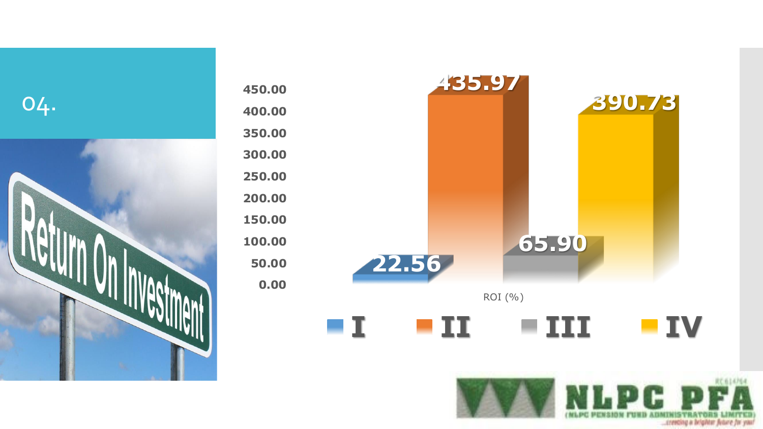04.

Return On Investment

| | I | II | III | IV |
|---|---|---|---|---|
| ROI (%) | 22.56 | 435.97 | 65.90 | 390.73 |

NLPC PFA

(NLPC PENSION FUND ADMINISTRATORS LIMITED)

...creating a brighter future for you!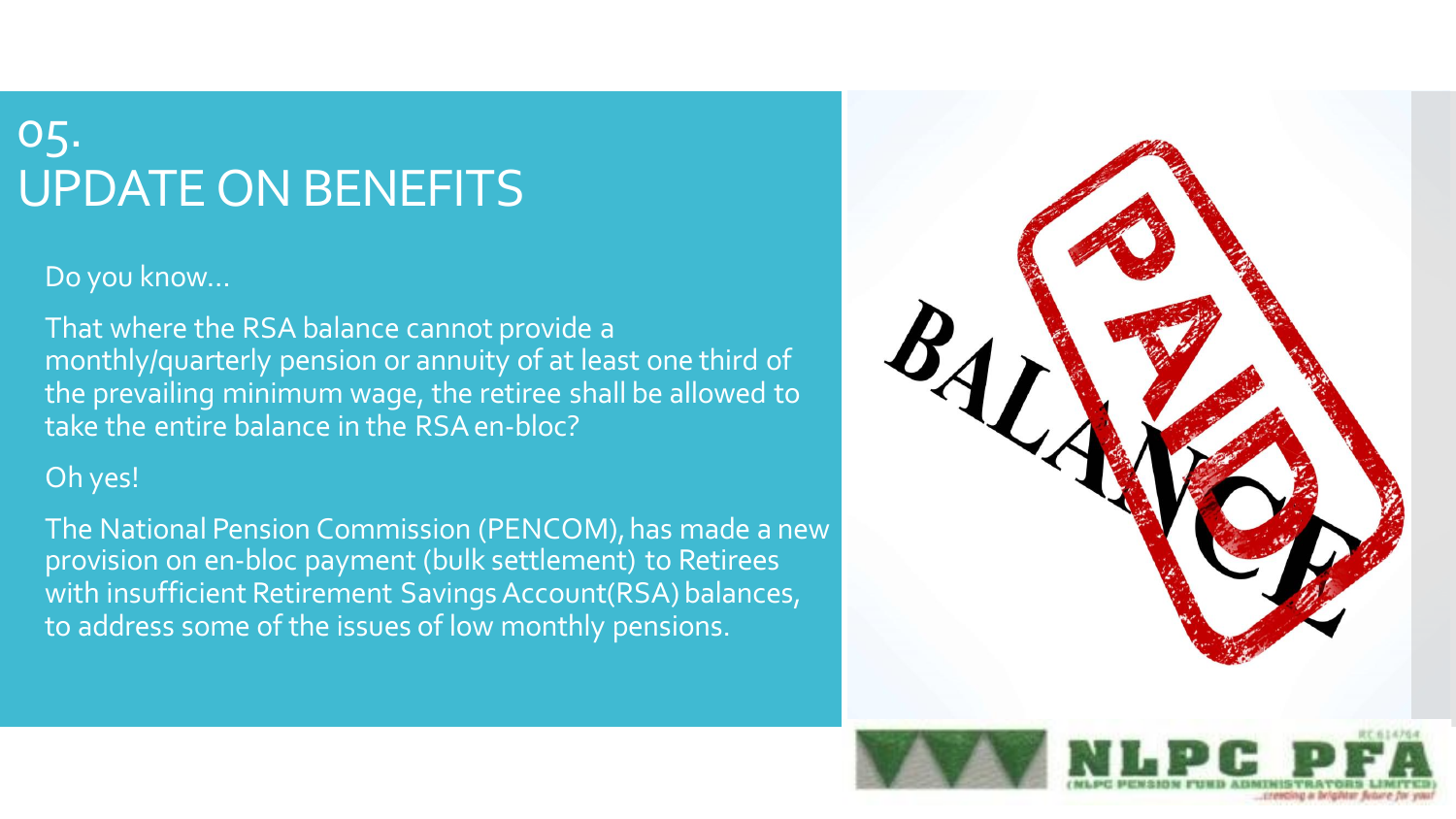# 05. UPDATE ON BENEFITS

Do you know…

That where the RSA balance cannot provide a monthly/quarterly pension or annuity of at least one third of the prevailing minimum wage, the retiree shall be allowed to take the entire balance in the RSA en-bloc?

Oh yes!

The National Pension Commission (PENCOM), has made a new provision on en-bloc payment (bulk settlement) to Retirees with insufficient Retirement Savings Account(RSA) balances, to address some of the issues of low monthly pensions.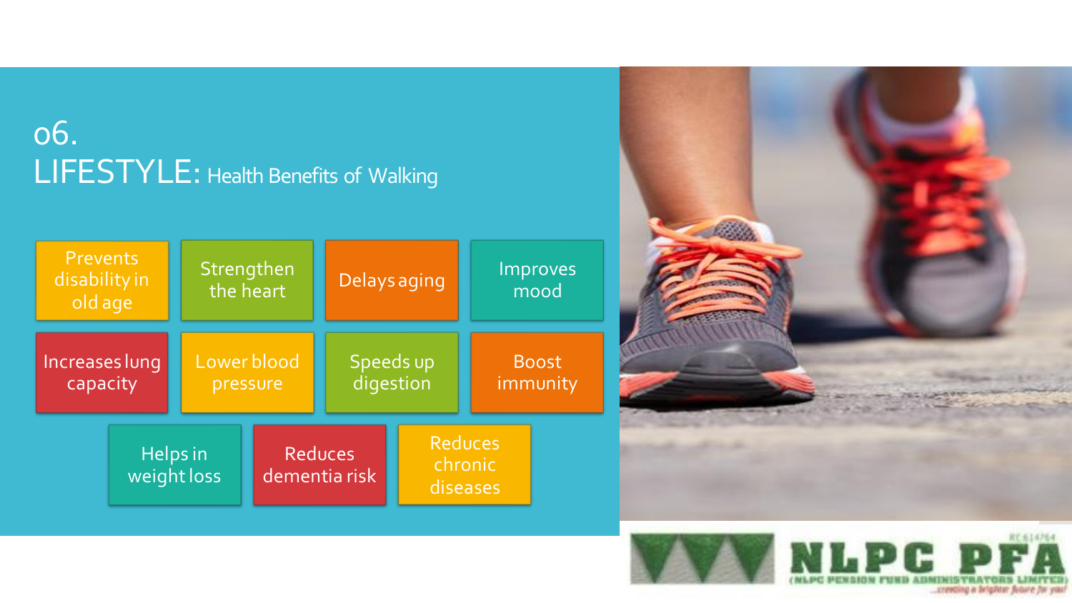# 06.
## LIFESTYLE: Health Benefits of Walking

- Prevents disability in old age
- Strengthen the heart
- Delays aging
- Improves mood
- Increases lung capacity
- Lower blood pressure
- Speeds up digestion
- Boost immunity
- Helps in weight loss
- Reduces dementia risk
- Reduces chronic diseases

NLPC PFA
(NLPC PENSION FUND ADMINISTRATORS LIMITED)
...creating a brighter future for you!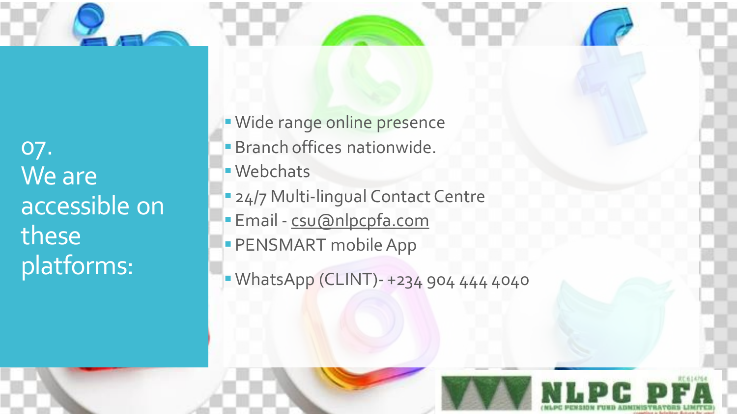## 07. We are accessible on these platforms:

- Wide range online presence
- Branch offices nationwide.
- Webchats
- 24/7 Multi-lingual Contact Centre
- Email - csu@nlpcpfa.com
- PENSMART mobile App
- WhatsApp (CLINT)- +234 904 444 4040

NLPC PFA (NLPC PENSION FUND ADMINISTRATORS LIMITED)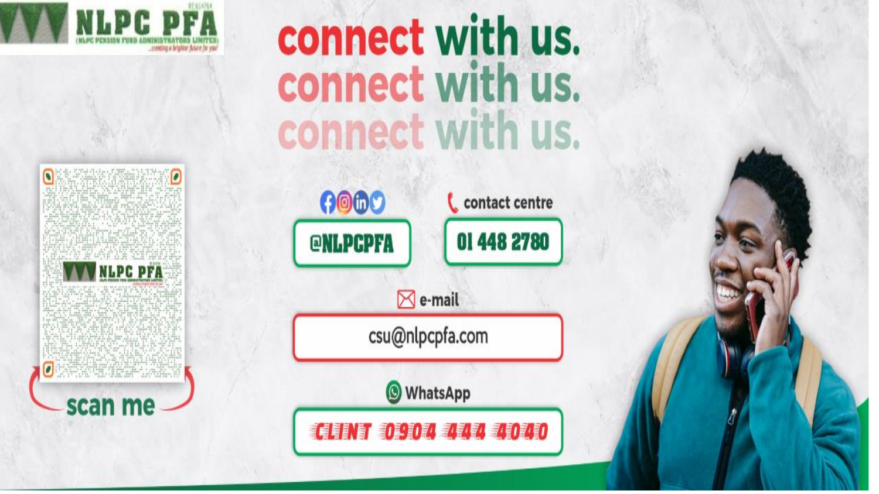NLPC PFA

(NLPC PENSION FUND ADMINISTRATORS LIMITED)

...creating a brighter future for you!

# connect with us.

connect with us.

connect with us.

scan me

@NLPCPFA

contact centre

01 448 2780

e-mail

csu@nlpcpfa.com

WhatsApp

CLINT 0904 444 4040